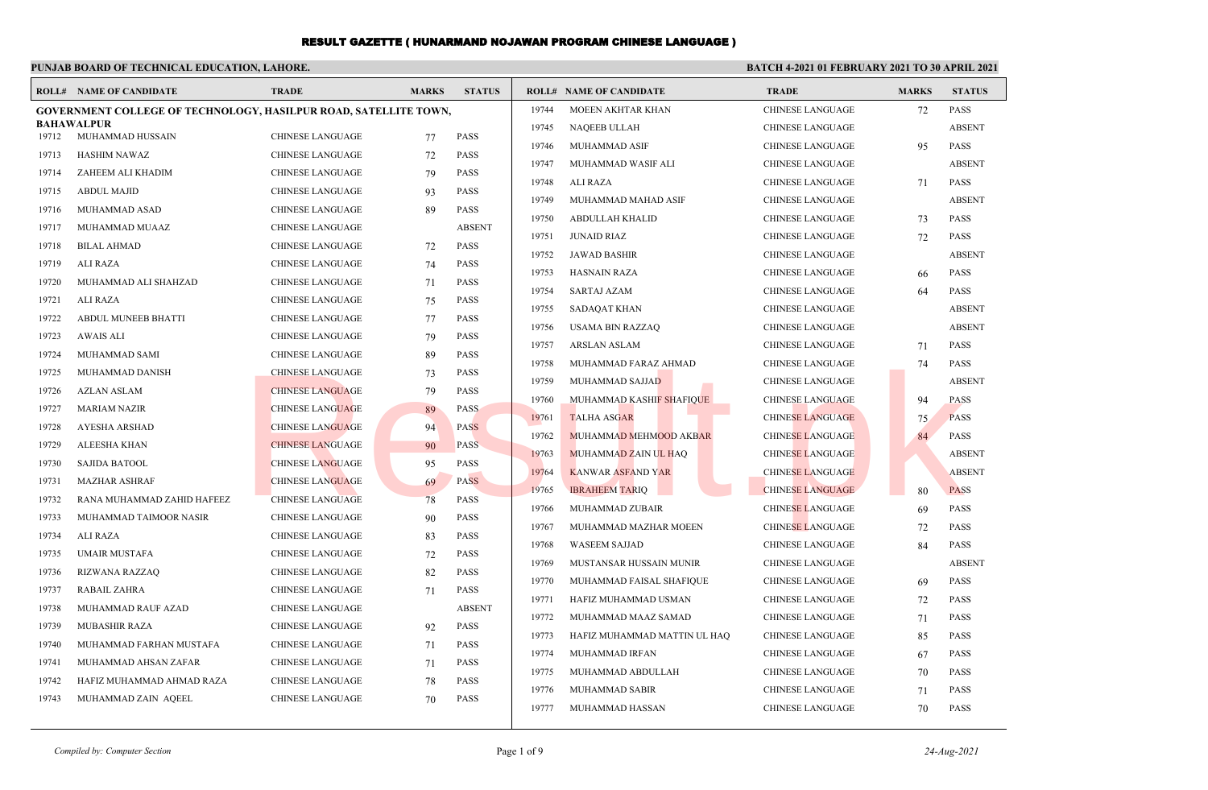# RESULT GAZETTE ( HUNARMAND NOJAWAN PROGRAM CHINESE LANGUAGE )

**PUNJAB BOARD OF TECHNICAL EDUCATION, LAHORE.**

**BATCH 4-2021 01 FEBRUARY 2021 TO 30 APRIL 2021**

**GOVERNMENT COLLEGE OF TECHNOLOGY, HASILPUR ROAD, SATELLITE TOWN, BAHAWALPUR**

| ROLL# | NAME OF CANDIDATE | TRADE | MARKS | STATUS |
|---|---|---|---|---|
| 19712 | MUHAMMAD HUSSAIN | CHINESE LANGUAGE | 77 | PASS |
| 19713 | HASHIM NAWAZ | CHINESE LANGUAGE | 72 | PASS |
| 19714 | ZAHEEM ALI KHADIM | CHINESE LANGUAGE | 79 | PASS |
| 19715 | ABDUL MAJID | CHINESE LANGUAGE | 93 | PASS |
| 19716 | MUHAMMAD ASAD | CHINESE LANGUAGE | 89 | PASS |
| 19717 | MUHAMMAD MUAAZ | CHINESE LANGUAGE | | ABSENT |
| 19718 | BILAL AHMAD | CHINESE LANGUAGE | 72 | PASS |
| 19719 | ALI RAZA | CHINESE LANGUAGE | 74 | PASS |
| 19720 | MUHAMMAD ALI SHAHZAD | CHINESE LANGUAGE | 71 | PASS |
| 19721 | ALI RAZA | CHINESE LANGUAGE | 75 | PASS |
| 19722 | ABDUL MUNEEB BHATTI | CHINESE LANGUAGE | 77 | PASS |
| 19723 | AWAIS ALI | CHINESE LANGUAGE | 79 | PASS |
| 19724 | MUHAMMAD SAMI | CHINESE LANGUAGE | 89 | PASS |
| 19725 | MUHAMMAD DANISH | CHINESE LANGUAGE | 73 | PASS |
| 19726 | AZLAN ASLAM | CHINESE LANGUAGE | 79 | PASS |
| 19727 | MARIAM NAZIR | CHINESE LANGUAGE | 89 | PASS |
| 19728 | AYESHA ARSHAD | CHINESE LANGUAGE | 94 | PASS |
| 19729 | ALEESHA KHAN | CHINESE LANGUAGE | 90 | PASS |
| 19730 | SAJIDA BATOOL | CHINESE LANGUAGE | 95 | PASS |
| 19731 | MAZHAR ASHRAF | CHINESE LANGUAGE | 69 | PASS |
| 19732 | RANA MUHAMMAD ZAHID HAFEEZ | CHINESE LANGUAGE | 78 | PASS |
| 19733 | MUHAMMAD TAIMOOR NASIR | CHINESE LANGUAGE | 90 | PASS |
| 19734 | ALI RAZA | CHINESE LANGUAGE | 83 | PASS |
| 19735 | UMAIR MUSTAFA | CHINESE LANGUAGE | 72 | PASS |
| 19736 | RIZWANA RAZZAQ | CHINESE LANGUAGE | 82 | PASS |
| 19737 | RABAIL ZAHRA | CHINESE LANGUAGE | 71 | PASS |
| 19738 | MUHAMMAD RAUF AZAD | CHINESE LANGUAGE | | ABSENT |
| 19739 | MUBASHIR RAZA | CHINESE LANGUAGE | 92 | PASS |
| 19740 | MUHAMMAD FARHAN MUSTAFA | CHINESE LANGUAGE | 71 | PASS |
| 19741 | MUHAMMAD AHSAN ZAFAR | CHINESE LANGUAGE | 71 | PASS |
| 19742 | HAFIZ MUHAMMAD AHMAD RAZA | CHINESE LANGUAGE | 78 | PASS |
| 19743 | MUHAMMAD ZAIN AQEEL | CHINESE LANGUAGE | 70 | PASS |
| 19744 | MOEEN AKHTAR KHAN | CHINESE LANGUAGE | 72 | PASS |
| 19745 | NAQEEB ULLAH | CHINESE LANGUAGE | | ABSENT |
| 19746 | MUHAMMAD ASIF | CHINESE LANGUAGE | 95 | PASS |
| 19747 | MUHAMMAD WASIF ALI | CHINESE LANGUAGE | | ABSENT |
| 19748 | ALI RAZA | CHINESE LANGUAGE | 71 | PASS |
| 19749 | MUHAMMAD MAHAD ASIF | CHINESE LANGUAGE | | ABSENT |
| 19750 | ABDULLAH KHALID | CHINESE LANGUAGE | 73 | PASS |
| 19751 | JUNAID RIAZ | CHINESE LANGUAGE | 72 | PASS |
| 19752 | JAWAD BASHIR | CHINESE LANGUAGE | | ABSENT |
| 19753 | HASNAIN RAZA | CHINESE LANGUAGE | 66 | PASS |
| 19754 | SARTAJ AZAM | CHINESE LANGUAGE | 64 | PASS |
| 19755 | SADAQAT KHAN | CHINESE LANGUAGE | | ABSENT |
| 19756 | USAMA BIN RAZZAQ | CHINESE LANGUAGE | | ABSENT |
| 19757 | ARSLAN ASLAM | CHINESE LANGUAGE | 71 | PASS |
| 19758 | MUHAMMAD FARAZ AHMAD | CHINESE LANGUAGE | 74 | PASS |
| 19759 | MUHAMMAD SAJJAD | CHINESE LANGUAGE | | ABSENT |
| 19760 | MUHAMMAD KASHIF SHAFIQUE | CHINESE LANGUAGE | 94 | PASS |
| 19761 | TALHA ASGAR | CHINESE LANGUAGE | 75 | PASS |
| 19762 | MUHAMMAD MEHMOOD AKBAR | CHINESE LANGUAGE | 84 | PASS |
| 19763 | MUHAMMAD ZAIN UL HAQ | CHINESE LANGUAGE | | ABSENT |
| 19764 | KANWAR ASFAND YAR | CHINESE LANGUAGE | | ABSENT |
| 19765 | IBRAHEEM TARIQ | CHINESE LANGUAGE | 80 | PASS |
| 19766 | MUHAMMAD ZUBAIR | CHINESE LANGUAGE | 69 | PASS |
| 19767 | MUHAMMAD MAZHAR MOEEN | CHINESE LANGUAGE | 72 | PASS |
| 19768 | WASEEM SAJJAD | CHINESE LANGUAGE | 84 | PASS |
| 19769 | MUSTANSAR HUSSAIN MUNIR | CHINESE LANGUAGE | | ABSENT |
| 19770 | MUHAMMAD FAISAL SHAFIQUE | CHINESE LANGUAGE | 69 | PASS |
| 19771 | HAFIZ MUHAMMAD USMAN | CHINESE LANGUAGE | 72 | PASS |
| 19772 | MUHAMMAD MAAZ SAMAD | CHINESE LANGUAGE | 71 | PASS |
| 19773 | HAFIZ MUHAMMAD MATTIN UL HAQ | CHINESE LANGUAGE | 85 | PASS |
| 19774 | MUHAMMAD IRFAN | CHINESE LANGUAGE | 67 | PASS |
| 19775 | MUHAMMAD ABDULLAH | CHINESE LANGUAGE | 70 | PASS |
| 19776 | MUHAMMAD SABIR | CHINESE LANGUAGE | 71 | PASS |
| 19777 | MUHAMMAD HASSAN | CHINESE LANGUAGE | 70 | PASS |

*Compiled by: Computer Section*

*24-Aug-2021*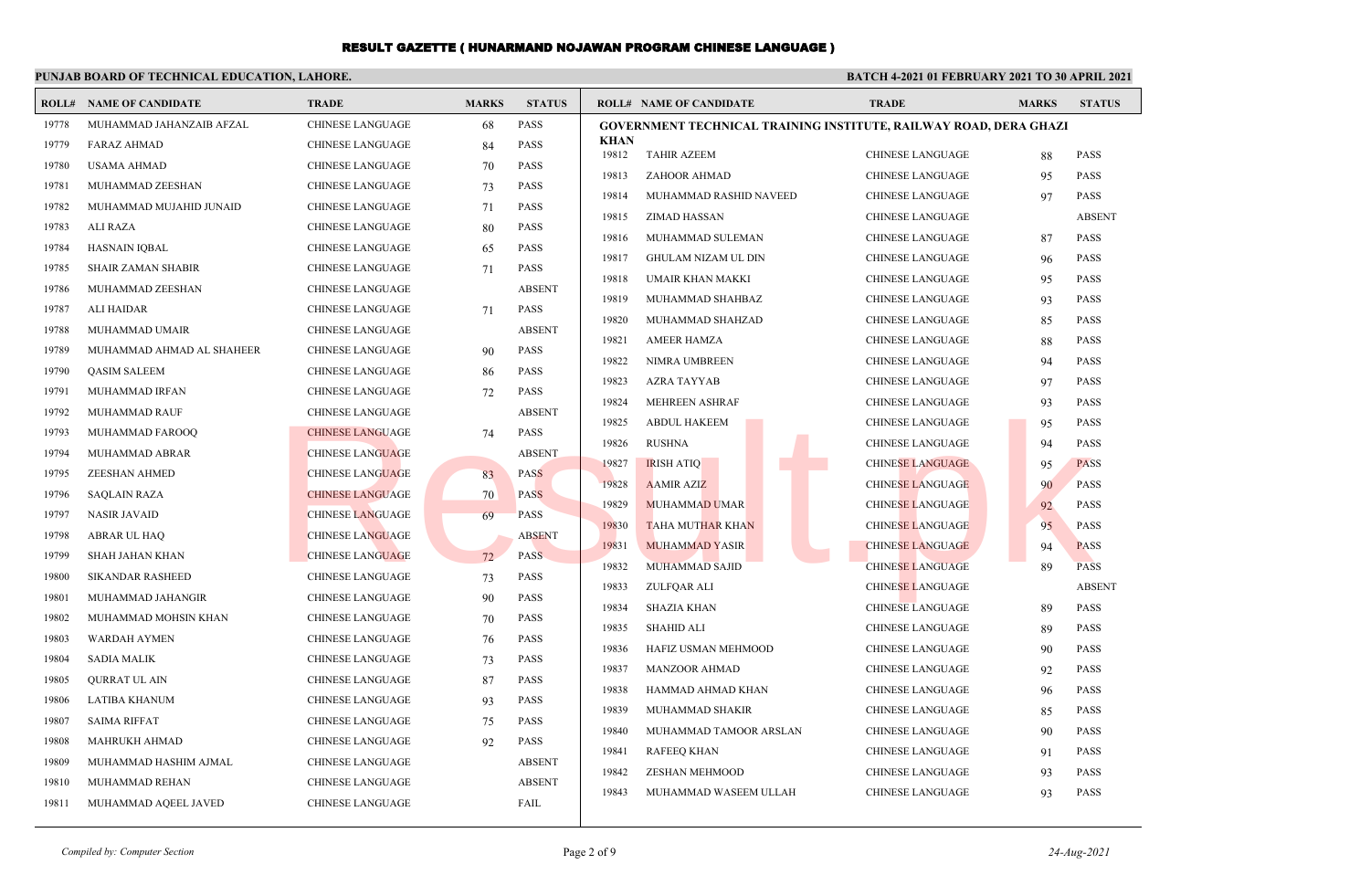# RESULT GAZETTE ( HUNARMAND NOJAWAN PROGRAM CHINESE LANGUAGE )

**PUNJAB BOARD OF TECHNICAL EDUCATION, LAHORE.**

**BATCH 4-2021 01 FEBRUARY 2021 TO 30 APRIL 2021**

| ROLL# | NAME OF CANDIDATE | TRADE | MARKS | STATUS |
|---|---|---|---|---|
| 19778 | MUHAMMAD JAHANZAIB AFZAL | CHINESE LANGUAGE | 68 | PASS |
| 19779 | FARAZ AHMAD | CHINESE LANGUAGE | 84 | PASS |
| 19780 | USAMA AHMAD | CHINESE LANGUAGE | 70 | PASS |
| 19781 | MUHAMMAD ZEESHAN | CHINESE LANGUAGE | 73 | PASS |
| 19782 | MUHAMMAD MUJAHID JUNAID | CHINESE LANGUAGE | 71 | PASS |
| 19783 | ALI RAZA | CHINESE LANGUAGE | 80 | PASS |
| 19784 | HASNAIN IQBAL | CHINESE LANGUAGE | 65 | PASS |
| 19785 | SHAIR ZAMAN SHABIR | CHINESE LANGUAGE | 71 | PASS |
| 19786 | MUHAMMAD ZEESHAN | CHINESE LANGUAGE | | ABSENT |
| 19787 | ALI HAIDAR | CHINESE LANGUAGE | 71 | PASS |
| 19788 | MUHAMMAD UMAIR | CHINESE LANGUAGE | | ABSENT |
| 19789 | MUHAMMAD AHMAD AL SHAHEER | CHINESE LANGUAGE | 90 | PASS |
| 19790 | QASIM SALEEM | CHINESE LANGUAGE | 86 | PASS |
| 19791 | MUHAMMAD IRFAN | CHINESE LANGUAGE | 72 | PASS |
| 19792 | MUHAMMAD RAUF | CHINESE LANGUAGE | | ABSENT |
| 19793 | MUHAMMAD FAROOQ | CHINESE LANGUAGE | 74 | PASS |
| 19794 | MUHAMMAD ABRAR | CHINESE LANGUAGE | | ABSENT |
| 19795 | ZEESHAN AHMED | CHINESE LANGUAGE | 83 | PASS |
| 19796 | SAQLAIN RAZA | CHINESE LANGUAGE | 70 | PASS |
| 19797 | NASIR JAVAID | CHINESE LANGUAGE | 69 | PASS |
| 19798 | ABRAR UL HAQ | CHINESE LANGUAGE | | ABSENT |
| 19799 | SHAH JAHAN KHAN | CHINESE LANGUAGE | 72 | PASS |
| 19800 | SIKANDAR RASHEED | CHINESE LANGUAGE | 73 | PASS |
| 19801 | MUHAMMAD JAHANGIR | CHINESE LANGUAGE | 90 | PASS |
| 19802 | MUHAMMAD MOHSIN KHAN | CHINESE LANGUAGE | 70 | PASS |
| 19803 | WARDAH AYMEN | CHINESE LANGUAGE | 76 | PASS |
| 19804 | SADIA MALIK | CHINESE LANGUAGE | 73 | PASS |
| 19805 | QURRAT UL AIN | CHINESE LANGUAGE | 87 | PASS |
| 19806 | LATIBA KHANUM | CHINESE LANGUAGE | 93 | PASS |
| 19807 | SAIMA RIFFAT | CHINESE LANGUAGE | 75 | PASS |
| 19808 | MAHRUKH AHMAD | CHINESE LANGUAGE | 92 | PASS |
| 19809 | MUHAMMAD HASHIM AJMAL | CHINESE LANGUAGE | | ABSENT |
| 19810 | MUHAMMAD REHAN | CHINESE LANGUAGE | | ABSENT |
| 19811 | MUHAMMAD AQEEL JAVED | CHINESE LANGUAGE | | FAIL |

**GOVERNMENT TECHNICAL TRAINING INSTITUTE, RAILWAY ROAD, DERA GHAZI KHAN**

| ROLL# | NAME OF CANDIDATE | TRADE | MARKS | STATUS |
|---|---|---|---|---|
| 19812 | TAHIR AZEEM | CHINESE LANGUAGE | 88 | PASS |
| 19813 | ZAHOOR AHMAD | CHINESE LANGUAGE | 95 | PASS |
| 19814 | MUHAMMAD RASHID NAVEED | CHINESE LANGUAGE | 97 | PASS |
| 19815 | ZIMAD HASSAN | CHINESE LANGUAGE | | ABSENT |
| 19816 | MUHAMMAD SULEMAN | CHINESE LANGUAGE | 87 | PASS |
| 19817 | GHULAM NIZAM UL DIN | CHINESE LANGUAGE | 96 | PASS |
| 19818 | UMAIR KHAN MAKKI | CHINESE LANGUAGE | 95 | PASS |
| 19819 | MUHAMMAD SHAHBAZ | CHINESE LANGUAGE | 93 | PASS |
| 19820 | MUHAMMAD SHAHZAD | CHINESE LANGUAGE | 85 | PASS |
| 19821 | AMEER HAMZA | CHINESE LANGUAGE | 88 | PASS |
| 19822 | NIMRA UMBREEN | CHINESE LANGUAGE | 94 | PASS |
| 19823 | AZRA TAYYAB | CHINESE LANGUAGE | 97 | PASS |
| 19824 | MEHREEN ASHRAF | CHINESE LANGUAGE | 93 | PASS |
| 19825 | ABDUL HAKEEM | CHINESE LANGUAGE | 95 | PASS |
| 19826 | RUSHNA | CHINESE LANGUAGE | 94 | PASS |
| 19827 | IRISH ATIQ | CHINESE LANGUAGE | 95 | PASS |
| 19828 | AAMIR AZIZ | CHINESE LANGUAGE | 90 | PASS |
| 19829 | MUHAMMAD UMAR | CHINESE LANGUAGE | 92 | PASS |
| 19830 | TAHA MUTHAR KHAN | CHINESE LANGUAGE | 95 | PASS |
| 19831 | MUHAMMAD YASIR | CHINESE LANGUAGE | 94 | PASS |
| 19832 | MUHAMMAD SAJID | CHINESE LANGUAGE | 89 | PASS |
| 19833 | ZULFQAR ALI | CHINESE LANGUAGE | | ABSENT |
| 19834 | SHAZIA KHAN | CHINESE LANGUAGE | 89 | PASS |
| 19835 | SHAHID ALI | CHINESE LANGUAGE | 89 | PASS |
| 19836 | HAFIZ USMAN MEHMOOD | CHINESE LANGUAGE | 90 | PASS |
| 19837 | MANZOOR AHMAD | CHINESE LANGUAGE | 92 | PASS |
| 19838 | HAMMAD AHMAD KHAN | CHINESE LANGUAGE | 96 | PASS |
| 19839 | MUHAMMAD SHAKIR | CHINESE LANGUAGE | 85 | PASS |
| 19840 | MUHAMMAD TAMOOR ARSLAN | CHINESE LANGUAGE | 90 | PASS |
| 19841 | RAFEEQ KHAN | CHINESE LANGUAGE | 91 | PASS |
| 19842 | ZESHAN MEHMOOD | CHINESE LANGUAGE | 93 | PASS |
| 19843 | MUHAMMAD WASEEM ULLAH | CHINESE LANGUAGE | 93 | PASS |

*Compiled by: Computer Section*

*24-Aug-2021*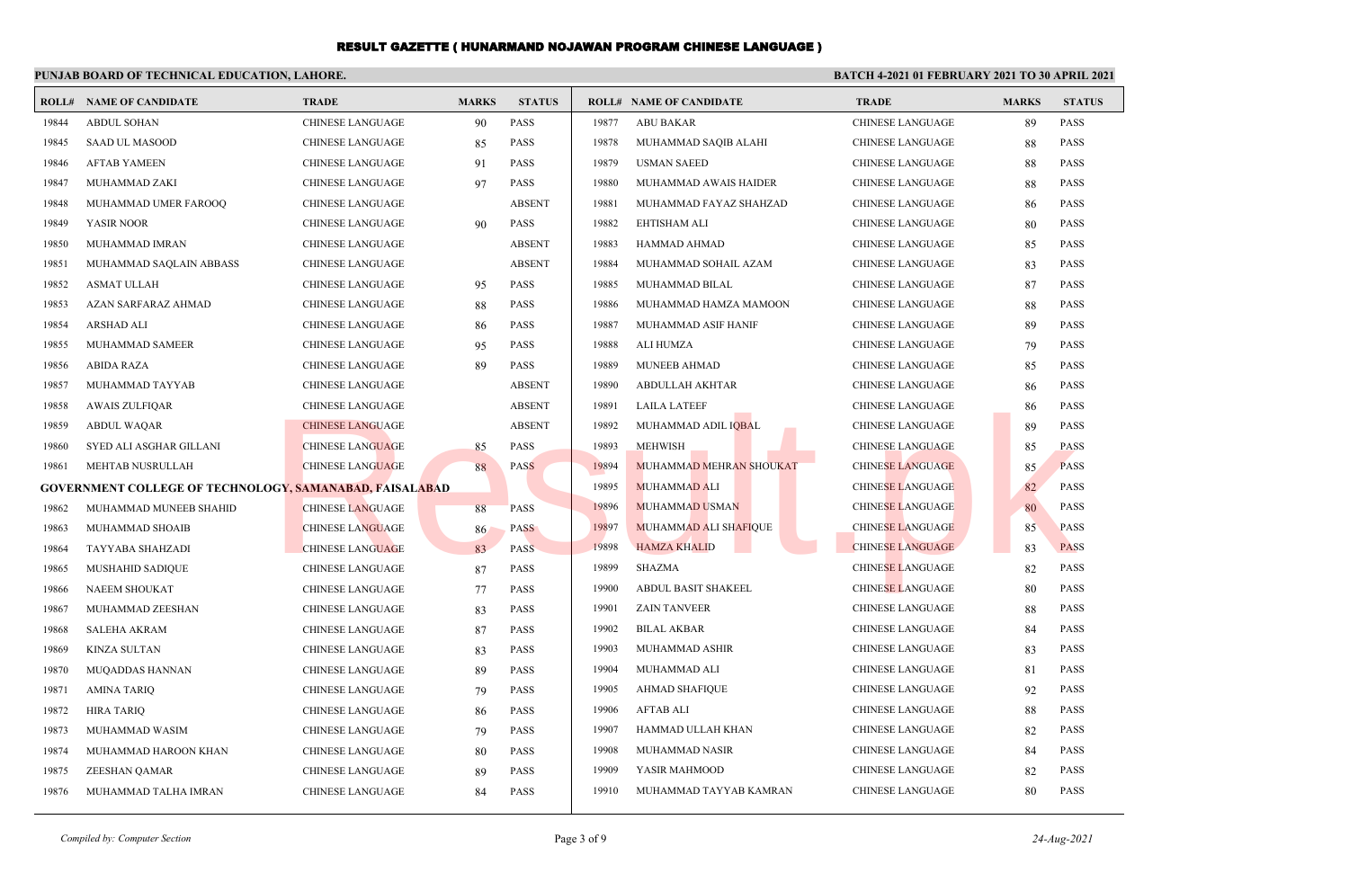# RESULT GAZETTE ( HUNARMAND NOJAWAN PROGRAM CHINESE LANGUAGE )

**PUNJAB BOARD OF TECHNICAL EDUCATION, LAHORE.**

**BATCH 4-2021 01 FEBRUARY 2021 TO 30 APRIL 2021**

| ROLL# | NAME OF CANDIDATE | TRADE | MARKS | STATUS |
|---|---|---|---|---|
| 19844 | ABDUL SOHAN | CHINESE LANGUAGE | 90 | PASS |
| 19845 | SAAD UL MASOOD | CHINESE LANGUAGE | 85 | PASS |
| 19846 | AFTAB YAMEEN | CHINESE LANGUAGE | 91 | PASS |
| 19847 | MUHAMMAD ZAKI | CHINESE LANGUAGE | 97 | PASS |
| 19848 | MUHAMMAD UMER FAROOQ | CHINESE LANGUAGE | | ABSENT |
| 19849 | YASIR NOOR | CHINESE LANGUAGE | 90 | PASS |
| 19850 | MUHAMMAD IMRAN | CHINESE LANGUAGE | | ABSENT |
| 19851 | MUHAMMAD SAQLAIN ABBASS | CHINESE LANGUAGE | | ABSENT |
| 19852 | ASMAT ULLAH | CHINESE LANGUAGE | 95 | PASS |
| 19853 | AZAN SARFARAZ AHMAD | CHINESE LANGUAGE | 88 | PASS |
| 19854 | ARSHAD ALI | CHINESE LANGUAGE | 86 | PASS |
| 19855 | MUHAMMAD SAMEER | CHINESE LANGUAGE | 95 | PASS |
| 19856 | ABIDA RAZA | CHINESE LANGUAGE | 89 | PASS |
| 19857 | MUHAMMAD TAYYAB | CHINESE LANGUAGE | | ABSENT |
| 19858 | AWAIS ZULFIQAR | CHINESE LANGUAGE | | ABSENT |
| 19859 | ABDUL WAQAR | CHINESE LANGUAGE | | ABSENT |
| 19860 | SYED ALI ASGHAR GILLANI | CHINESE LANGUAGE | 85 | PASS |
| 19861 | MEHTAB NUSRULLAH | CHINESE LANGUAGE | 88 | PASS |

**GOVERNMENT COLLEGE OF TECHNOLOGY, SAMANABAD, FAISALABAD**

| ROLL# | NAME OF CANDIDATE | TRADE | MARKS | STATUS |
|---|---|---|---|---|
| 19862 | MUHAMMAD MUNEEB SHAHID | CHINESE LANGUAGE | 88 | PASS |
| 19863 | MUHAMMAD SHOAIB | CHINESE LANGUAGE | 86 | PASS |
| 19864 | TAYYABA SHAHZADI | CHINESE LANGUAGE | 83 | PASS |
| 19865 | MUSHAHID SADIQUE | CHINESE LANGUAGE | 87 | PASS |
| 19866 | NAEEM SHOUKAT | CHINESE LANGUAGE | 77 | PASS |
| 19867 | MUHAMMAD ZEESHAN | CHINESE LANGUAGE | 83 | PASS |
| 19868 | SALEHA AKRAM | CHINESE LANGUAGE | 87 | PASS |
| 19869 | KINZA SULTAN | CHINESE LANGUAGE | 83 | PASS |
| 19870 | MUQADDAS HANNAN | CHINESE LANGUAGE | 89 | PASS |
| 19871 | AMINA TARIQ | CHINESE LANGUAGE | 79 | PASS |
| 19872 | HIRA TARIQ | CHINESE LANGUAGE | 86 | PASS |
| 19873 | MUHAMMAD WASIM | CHINESE LANGUAGE | 79 | PASS |
| 19874 | MUHAMMAD HAROON KHAN | CHINESE LANGUAGE | 80 | PASS |
| 19875 | ZEESHAN QAMAR | CHINESE LANGUAGE | 89 | PASS |
| 19876 | MUHAMMAD TALHA IMRAN | CHINESE LANGUAGE | 84 | PASS |
| 19877 | ABU BAKAR | CHINESE LANGUAGE | 89 | PASS |
| 19878 | MUHAMMAD SAQIB ALAHI | CHINESE LANGUAGE | 88 | PASS |
| 19879 | USMAN SAEED | CHINESE LANGUAGE | 88 | PASS |
| 19880 | MUHAMMAD AWAIS HAIDER | CHINESE LANGUAGE | 88 | PASS |
| 19881 | MUHAMMAD FAYAZ SHAHZAD | CHINESE LANGUAGE | 86 | PASS |
| 19882 | EHTISHAM ALI | CHINESE LANGUAGE | 80 | PASS |
| 19883 | HAMMAD AHMAD | CHINESE LANGUAGE | 85 | PASS |
| 19884 | MUHAMMAD SOHAIL AZAM | CHINESE LANGUAGE | 83 | PASS |
| 19885 | MUHAMMAD BILAL | CHINESE LANGUAGE | 87 | PASS |
| 19886 | MUHAMMAD HAMZA MAMOON | CHINESE LANGUAGE | 88 | PASS |
| 19887 | MUHAMMAD ASIF HANIF | CHINESE LANGUAGE | 89 | PASS |
| 19888 | ALI HUMZA | CHINESE LANGUAGE | 79 | PASS |
| 19889 | MUNEEB AHMAD | CHINESE LANGUAGE | 85 | PASS |
| 19890 | ABDULLAH AKHTAR | CHINESE LANGUAGE | 86 | PASS |
| 19891 | LAILA LATEEF | CHINESE LANGUAGE | 86 | PASS |
| 19892 | MUHAMMAD ADIL IQBAL | CHINESE LANGUAGE | 89 | PASS |
| 19893 | MEHWISH | CHINESE LANGUAGE | 85 | PASS |
| 19894 | MUHAMMAD MEHRAN SHOUKAT | CHINESE LANGUAGE | 85 | PASS |
| 19895 | MUHAMMAD ALI | CHINESE LANGUAGE | 82 | PASS |
| 19896 | MUHAMMAD USMAN | CHINESE LANGUAGE | 80 | PASS |
| 19897 | MUHAMMAD ALI SHAFIQUE | CHINESE LANGUAGE | 85 | PASS |
| 19898 | HAMZA KHALID | CHINESE LANGUAGE | 83 | PASS |
| 19899 | SHAZMA | CHINESE LANGUAGE | 82 | PASS |
| 19900 | ABDUL BASIT SHAKEEL | CHINESE LANGUAGE | 80 | PASS |
| 19901 | ZAIN TANVEER | CHINESE LANGUAGE | 88 | PASS |
| 19902 | BILAL AKBAR | CHINESE LANGUAGE | 84 | PASS |
| 19903 | MUHAMMAD ASHIR | CHINESE LANGUAGE | 83 | PASS |
| 19904 | MUHAMMAD ALI | CHINESE LANGUAGE | 81 | PASS |
| 19905 | AHMAD SHAFIQUE | CHINESE LANGUAGE | 92 | PASS |
| 19906 | AFTAB ALI | CHINESE LANGUAGE | 88 | PASS |
| 19907 | HAMMAD ULLAH KHAN | CHINESE LANGUAGE | 82 | PASS |
| 19908 | MUHAMMAD NASIR | CHINESE LANGUAGE | 84 | PASS |
| 19909 | YASIR MAHMOOD | CHINESE LANGUAGE | 82 | PASS |
| 19910 | MUHAMMAD TAYYAB KAMRAN | CHINESE LANGUAGE | 80 | PASS |

*Compiled by: Computer Section*

*24-Aug-2021*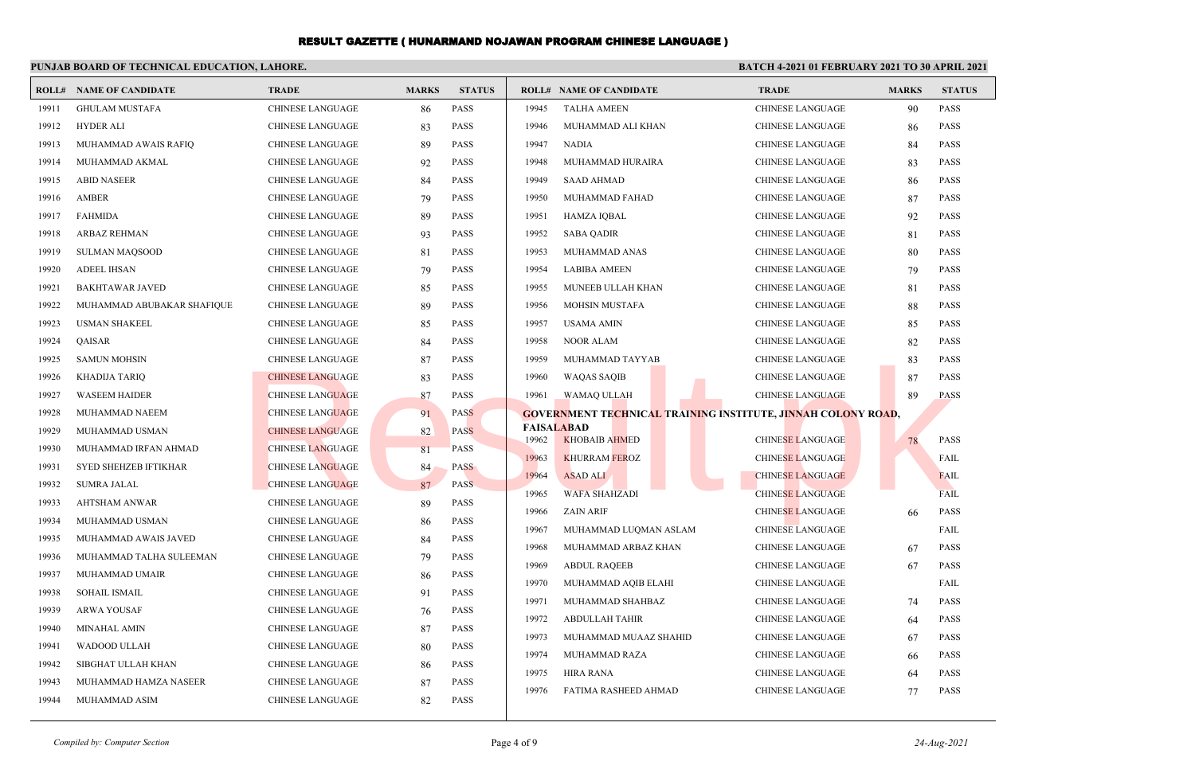# RESULT GAZETTE ( HUNARMAND NOJAWAN PROGRAM CHINESE LANGUAGE )

**PUNJAB BOARD OF TECHNICAL EDUCATION, LAHORE.**

**BATCH 4-2021 01 FEBRUARY 2021 TO 30 APRIL 2021**

| ROLL# | NAME OF CANDIDATE | TRADE | MARKS | STATUS |
|---|---|---|---|---|
| 19911 | GHULAM MUSTAFA | CHINESE LANGUAGE | 86 | PASS |
| 19912 | HYDER ALI | CHINESE LANGUAGE | 83 | PASS |
| 19913 | MUHAMMAD AWAIS RAFIQ | CHINESE LANGUAGE | 89 | PASS |
| 19914 | MUHAMMAD AKMAL | CHINESE LANGUAGE | 92 | PASS |
| 19915 | ABID NASEER | CHINESE LANGUAGE | 84 | PASS |
| 19916 | AMBER | CHINESE LANGUAGE | 79 | PASS |
| 19917 | FAHMIDA | CHINESE LANGUAGE | 89 | PASS |
| 19918 | ARBAZ REHMAN | CHINESE LANGUAGE | 93 | PASS |
| 19919 | SULMAN MAQSOOD | CHINESE LANGUAGE | 81 | PASS |
| 19920 | ADEEL IHSAN | CHINESE LANGUAGE | 79 | PASS |
| 19921 | BAKHTAWAR JAVED | CHINESE LANGUAGE | 85 | PASS |
| 19922 | MUHAMMAD ABUBAKAR SHAFIQUE | CHINESE LANGUAGE | 89 | PASS |
| 19923 | USMAN SHAKEEL | CHINESE LANGUAGE | 85 | PASS |
| 19924 | QAISAR | CHINESE LANGUAGE | 84 | PASS |
| 19925 | SAMUN MOHSIN | CHINESE LANGUAGE | 87 | PASS |
| 19926 | KHADIJA TARIQ | CHINESE LANGUAGE | 83 | PASS |
| 19927 | WASEEM HAIDER | CHINESE LANGUAGE | 87 | PASS |
| 19928 | MUHAMMAD NAEEM | CHINESE LANGUAGE | 91 | PASS |
| 19929 | MUHAMMAD USMAN | CHINESE LANGUAGE | 82 | PASS |
| 19930 | MUHAMMAD IRFAN AHMAD | CHINESE LANGUAGE | 81 | PASS |
| 19931 | SYED SHEHZEB IFTIKHAR | CHINESE LANGUAGE | 84 | PASS |
| 19932 | SUMRA JALAL | CHINESE LANGUAGE | 87 | PASS |
| 19933 | AHTSHAM ANWAR | CHINESE LANGUAGE | 89 | PASS |
| 19934 | MUHAMMAD USMAN | CHINESE LANGUAGE | 86 | PASS |
| 19935 | MUHAMMAD AWAIS JAVED | CHINESE LANGUAGE | 84 | PASS |
| 19936 | MUHAMMAD TALHA SULEEMAN | CHINESE LANGUAGE | 79 | PASS |
| 19937 | MUHAMMAD UMAIR | CHINESE LANGUAGE | 86 | PASS |
| 19938 | SOHAIL ISMAIL | CHINESE LANGUAGE | 91 | PASS |
| 19939 | ARWA YOUSAF | CHINESE LANGUAGE | 76 | PASS |
| 19940 | MINAHAL AMIN | CHINESE LANGUAGE | 87 | PASS |
| 19941 | WADOOD ULLAH | CHINESE LANGUAGE | 80 | PASS |
| 19942 | SIBGHAT ULLAH KHAN | CHINESE LANGUAGE | 86 | PASS |
| 19943 | MUHAMMAD HAMZA NASEER | CHINESE LANGUAGE | 87 | PASS |
| 19944 | MUHAMMAD ASIM | CHINESE LANGUAGE | 82 | PASS |
| 19945 | TALHA AMEEN | CHINESE LANGUAGE | 90 | PASS |
| 19946 | MUHAMMAD ALI KHAN | CHINESE LANGUAGE | 86 | PASS |
| 19947 | NADIA | CHINESE LANGUAGE | 84 | PASS |
| 19948 | MUHAMMAD HURAIRA | CHINESE LANGUAGE | 83 | PASS |
| 19949 | SAAD AHMAD | CHINESE LANGUAGE | 86 | PASS |
| 19950 | MUHAMMAD FAHAD | CHINESE LANGUAGE | 87 | PASS |
| 19951 | HAMZA IQBAL | CHINESE LANGUAGE | 92 | PASS |
| 19952 | SABA QADIR | CHINESE LANGUAGE | 81 | PASS |
| 19953 | MUHAMMAD ANAS | CHINESE LANGUAGE | 80 | PASS |
| 19954 | LABIBA AMEEN | CHINESE LANGUAGE | 79 | PASS |
| 19955 | MUNEEB ULLAH KHAN | CHINESE LANGUAGE | 81 | PASS |
| 19956 | MOHSIN MUSTAFA | CHINESE LANGUAGE | 88 | PASS |
| 19957 | USAMA AMIN | CHINESE LANGUAGE | 85 | PASS |
| 19958 | NOOR ALAM | CHINESE LANGUAGE | 82 | PASS |
| 19959 | MUHAMMAD TAYYAB | CHINESE LANGUAGE | 83 | PASS |
| 19960 | WAQAS SAQIB | CHINESE LANGUAGE | 87 | PASS |
| 19961 | WAMAQ ULLAH | CHINESE LANGUAGE | 89 | PASS |

**GOVERNMENT TECHNICAL TRAINING INSTITUTE, JINNAH COLONY ROAD, FAISALABAD**

| ROLL# | NAME OF CANDIDATE | TRADE | MARKS | STATUS |
|---|---|---|---|---|
| 19962 | KHOBAIB AHMED | CHINESE LANGUAGE | 78 | PASS |
| 19963 | KHURRAM FEROZ | CHINESE LANGUAGE | | FAIL |
| 19964 | ASAD ALI | CHINESE LANGUAGE | | FAIL |
| 19965 | WAFA SHAHZADI | CHINESE LANGUAGE | | FAIL |
| 19966 | ZAIN ARIF | CHINESE LANGUAGE | 66 | PASS |
| 19967 | MUHAMMAD LUQMAN ASLAM | CHINESE LANGUAGE | | FAIL |
| 19968 | MUHAMMAD ARBAZ KHAN | CHINESE LANGUAGE | 67 | PASS |
| 19969 | ABDUL RAQEEB | CHINESE LANGUAGE | 67 | PASS |
| 19970 | MUHAMMAD AQIB ELAHI | CHINESE LANGUAGE | | FAIL |
| 19971 | MUHAMMAD SHAHBAZ | CHINESE LANGUAGE | 74 | PASS |
| 19972 | ABDULLAH TAHIR | CHINESE LANGUAGE | 64 | PASS |
| 19973 | MUHAMMAD MUAAZ SHAHID | CHINESE LANGUAGE | 67 | PASS |
| 19974 | MUHAMMAD RAZA | CHINESE LANGUAGE | 66 | PASS |
| 19975 | HIRA RANA | CHINESE LANGUAGE | 64 | PASS |
| 19976 | FATIMA RASHEED AHMAD | CHINESE LANGUAGE | 77 | PASS |

*Compiled by: Computer Section*

*24-Aug-2021*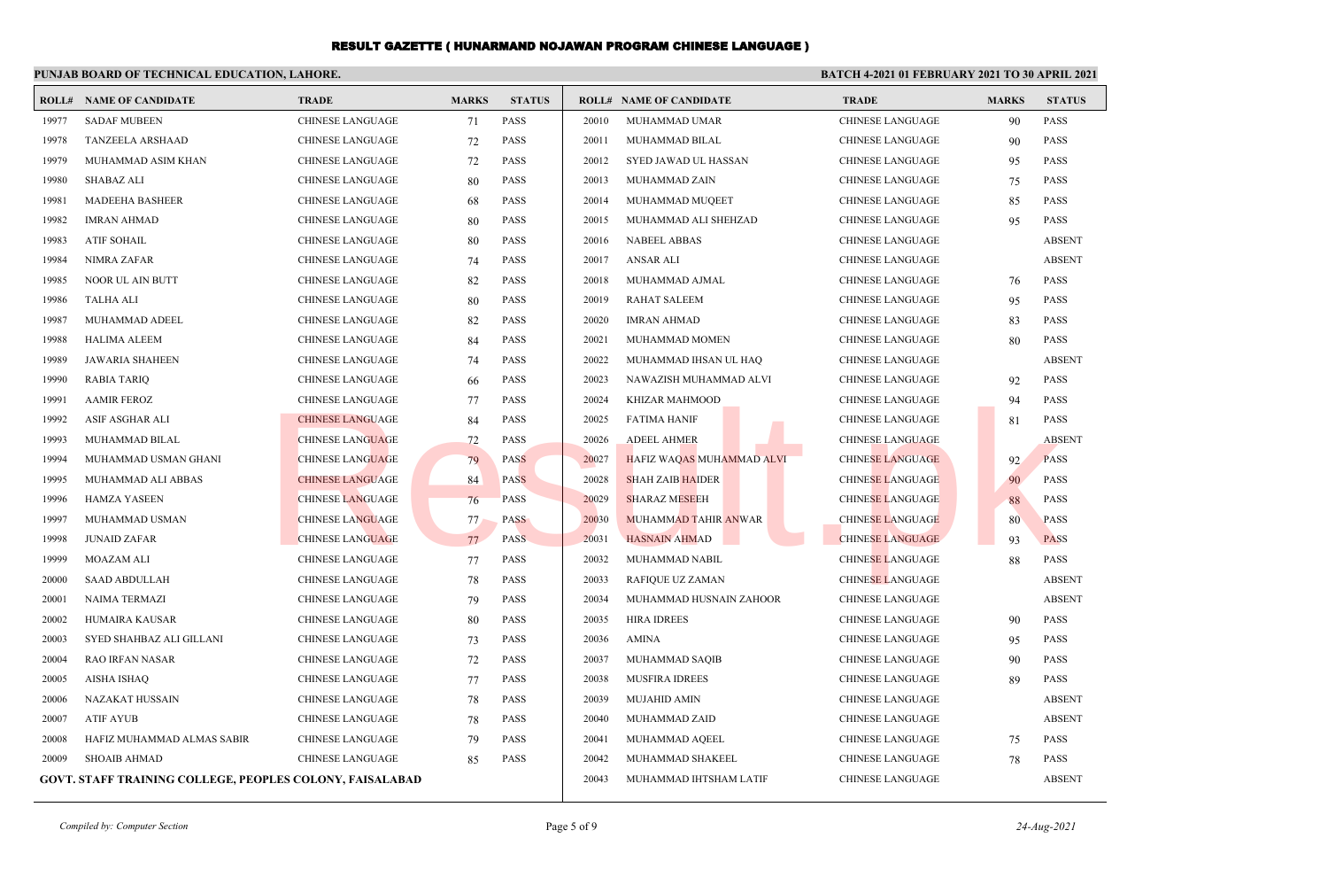# RESULT GAZETTE ( HUNARMAND NOJAWAN PROGRAM CHINESE LANGUAGE )

**PUNJAB BOARD OF TECHNICAL EDUCATION, LAHORE.**

**BATCH 4-2021 01 FEBRUARY 2021 TO 30 APRIL 2021**

| ROLL# | NAME OF CANDIDATE | TRADE | MARKS | STATUS |
|---|---|---|---|---|
| 19977 | SADAF MUBEEN | CHINESE LANGUAGE | 71 | PASS |
| 19978 | TANZEELA ARSHAAD | CHINESE LANGUAGE | 72 | PASS |
| 19979 | MUHAMMAD ASIM KHAN | CHINESE LANGUAGE | 72 | PASS |
| 19980 | SHABAZ ALI | CHINESE LANGUAGE | 80 | PASS |
| 19981 | MADEEHA BASHEER | CHINESE LANGUAGE | 68 | PASS |
| 19982 | IMRAN AHMAD | CHINESE LANGUAGE | 80 | PASS |
| 19983 | ATIF SOHAIL | CHINESE LANGUAGE | 80 | PASS |
| 19984 | NIMRA ZAFAR | CHINESE LANGUAGE | 74 | PASS |
| 19985 | NOOR UL AIN BUTT | CHINESE LANGUAGE | 82 | PASS |
| 19986 | TALHA ALI | CHINESE LANGUAGE | 80 | PASS |
| 19987 | MUHAMMAD ADEEL | CHINESE LANGUAGE | 82 | PASS |
| 19988 | HALIMA ALEEM | CHINESE LANGUAGE | 84 | PASS |
| 19989 | JAWARIA SHAHEEN | CHINESE LANGUAGE | 74 | PASS |
| 19990 | RABIA TARIQ | CHINESE LANGUAGE | 66 | PASS |
| 19991 | AAMIR FEROZ | CHINESE LANGUAGE | 77 | PASS |
| 19992 | ASIF ASGHAR ALI | CHINESE LANGUAGE | 84 | PASS |
| 19993 | MUHAMMAD BILAL | CHINESE LANGUAGE | 72 | PASS |
| 19994 | MUHAMMAD USMAN GHANI | CHINESE LANGUAGE | 79 | PASS |
| 19995 | MUHAMMAD ALI ABBAS | CHINESE LANGUAGE | 84 | PASS |
| 19996 | HAMZA YASEEN | CHINESE LANGUAGE | 76 | PASS |
| 19997 | MUHAMMAD USMAN | CHINESE LANGUAGE | 77 | PASS |
| 19998 | JUNAID ZAFAR | CHINESE LANGUAGE | 77 | PASS |
| 19999 | MOAZAM ALI | CHINESE LANGUAGE | 77 | PASS |
| 20000 | SAAD ABDULLAH | CHINESE LANGUAGE | 78 | PASS |
| 20001 | NAIMA TERMAZI | CHINESE LANGUAGE | 79 | PASS |
| 20002 | HUMAIRA KAUSAR | CHINESE LANGUAGE | 80 | PASS |
| 20003 | SYED SHAHBAZ ALI GILLANI | CHINESE LANGUAGE | 73 | PASS |
| 20004 | RAO IRFAN NASAR | CHINESE LANGUAGE | 72 | PASS |
| 20005 | AISHA ISHAQ | CHINESE LANGUAGE | 77 | PASS |
| 20006 | NAZAKAT HUSSAIN | CHINESE LANGUAGE | 78 | PASS |
| 20007 | ATIF AYUB | CHINESE LANGUAGE | 78 | PASS |
| 20008 | HAFIZ MUHAMMAD ALMAS SABIR | CHINESE LANGUAGE | 79 | PASS |
| 20009 | SHOAIB AHMAD | CHINESE LANGUAGE | 85 | PASS |

**GOVT. STAFF TRAINING COLLEGE, PEOPLES COLONY, FAISALABAD**

| ROLL# | NAME OF CANDIDATE | TRADE | MARKS | STATUS |
|---|---|---|---|---|
| 20010 | MUHAMMAD UMAR | CHINESE LANGUAGE | 90 | PASS |
| 20011 | MUHAMMAD BILAL | CHINESE LANGUAGE | 90 | PASS |
| 20012 | SYED JAWAD UL HASSAN | CHINESE LANGUAGE | 95 | PASS |
| 20013 | MUHAMMAD ZAIN | CHINESE LANGUAGE | 75 | PASS |
| 20014 | MUHAMMAD MUQEET | CHINESE LANGUAGE | 85 | PASS |
| 20015 | MUHAMMAD ALI SHEHZAD | CHINESE LANGUAGE | 95 | PASS |
| 20016 | NABEEL ABBAS | CHINESE LANGUAGE | | ABSENT |
| 20017 | ANSAR ALI | CHINESE LANGUAGE | | ABSENT |
| 20018 | MUHAMMAD AJMAL | CHINESE LANGUAGE | 76 | PASS |
| 20019 | RAHAT SALEEM | CHINESE LANGUAGE | 95 | PASS |
| 20020 | IMRAN AHMAD | CHINESE LANGUAGE | 83 | PASS |
| 20021 | MUHAMMAD MOMEN | CHINESE LANGUAGE | 80 | PASS |
| 20022 | MUHAMMAD IHSAN UL HAQ | CHINESE LANGUAGE | | ABSENT |
| 20023 | NAWAZISH MUHAMMAD ALVI | CHINESE LANGUAGE | 92 | PASS |
| 20024 | KHIZAR MAHMOOD | CHINESE LANGUAGE | 94 | PASS |
| 20025 | FATIMA HANIF | CHINESE LANGUAGE | 81 | PASS |
| 20026 | ADEEL AHMER | CHINESE LANGUAGE | | ABSENT |
| 20027 | HAFIZ WAQAS MUHAMMAD ALVI | CHINESE LANGUAGE | 92 | PASS |
| 20028 | SHAH ZAIB HAIDER | CHINESE LANGUAGE | 90 | PASS |
| 20029 | SHARAZ MESEEH | CHINESE LANGUAGE | 88 | PASS |
| 20030 | MUHAMMAD TAHIR ANWAR | CHINESE LANGUAGE | 80 | PASS |
| 20031 | HASNAIN AHMAD | CHINESE LANGUAGE | 93 | PASS |
| 20032 | MUHAMMAD NABIL | CHINESE LANGUAGE | 88 | PASS |
| 20033 | RAFIQUE UZ ZAMAN | CHINESE LANGUAGE | | ABSENT |
| 20034 | MUHAMMAD HUSNAIN ZAHOOR | CHINESE LANGUAGE | | ABSENT |
| 20035 | HIRA IDREES | CHINESE LANGUAGE | 90 | PASS |
| 20036 | AMINA | CHINESE LANGUAGE | 95 | PASS |
| 20037 | MUHAMMAD SAQIB | CHINESE LANGUAGE | 90 | PASS |
| 20038 | MUSFIRA IDREES | CHINESE LANGUAGE | 89 | PASS |
| 20039 | MUJAHID AMIN | CHINESE LANGUAGE | | ABSENT |
| 20040 | MUHAMMAD ZAID | CHINESE LANGUAGE | | ABSENT |
| 20041 | MUHAMMAD AQEEL | CHINESE LANGUAGE | 75 | PASS |
| 20042 | MUHAMMAD SHAKEEL | CHINESE LANGUAGE | 78 | PASS |
| 20043 | MUHAMMAD IHTSHAM LATIF | CHINESE LANGUAGE | | ABSENT |

*Compiled by: Computer Section*

*24-Aug-2021*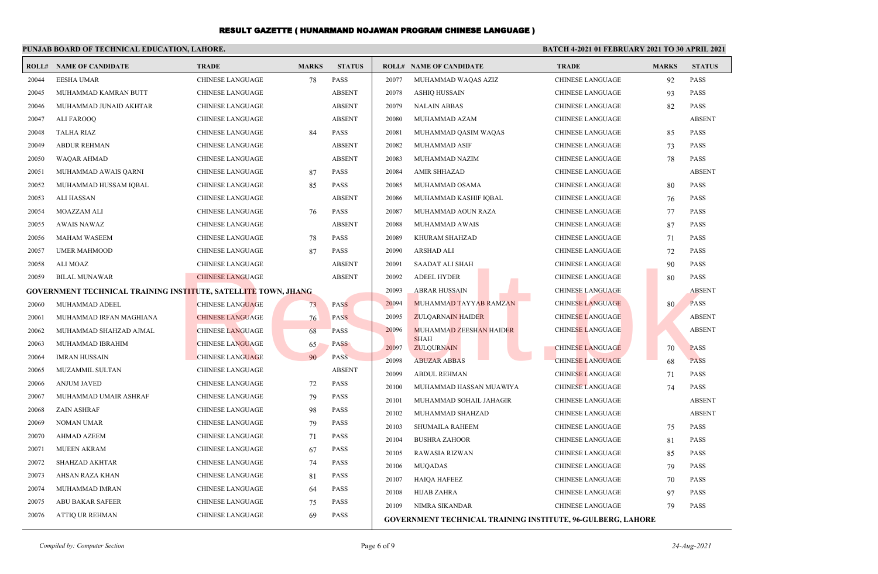# RESULT GAZETTE ( HUNARMAND NOJAWAN PROGRAM CHINESE LANGUAGE )

**PUNJAB BOARD OF TECHNICAL EDUCATION, LAHORE.**

**BATCH 4-2021 01 FEBRUARY 2021 TO 30 APRIL 2021**

| ROLL# | NAME OF CANDIDATE | TRADE | MARKS | STATUS |
|---|---|---|---|---|
| 20044 | EESHA UMAR | CHINESE LANGUAGE | 78 | PASS |
| 20045 | MUHAMMAD KAMRAN BUTT | CHINESE LANGUAGE | | ABSENT |
| 20046 | MUHAMMAD JUNAID AKHTAR | CHINESE LANGUAGE | | ABSENT |
| 20047 | ALI FAROOQ | CHINESE LANGUAGE | | ABSENT |
| 20048 | TALHA RIAZ | CHINESE LANGUAGE | 84 | PASS |
| 20049 | ABDUR REHMAN | CHINESE LANGUAGE | | ABSENT |
| 20050 | WAQAR AHMAD | CHINESE LANGUAGE | | ABSENT |
| 20051 | MUHAMMAD AWAIS QARNI | CHINESE LANGUAGE | 87 | PASS |
| 20052 | MUHAMMAD HUSSAM IQBAL | CHINESE LANGUAGE | 85 | PASS |
| 20053 | ALI HASSAN | CHINESE LANGUAGE | | ABSENT |
| 20054 | MOAZZAM ALI | CHINESE LANGUAGE | 76 | PASS |
| 20055 | AWAIS NAWAZ | CHINESE LANGUAGE | | ABSENT |
| 20056 | MAHAM WASEEM | CHINESE LANGUAGE | 78 | PASS |
| 20057 | UMER MAHMOOD | CHINESE LANGUAGE | 87 | PASS |
| 20058 | ALI MOAZ | CHINESE LANGUAGE | | ABSENT |
| 20059 | BILAL MUNAWAR | CHINESE LANGUAGE | | ABSENT |

**GOVERNMENT TECHNICAL TRAINING INSTITUTE, SATELLITE TOWN, JHANG**

| ROLL# | NAME OF CANDIDATE | TRADE | MARKS | STATUS |
|---|---|---|---|---|
| 20060 | MUHAMMAD ADEEL | CHINESE LANGUAGE | 73 | PASS |
| 20061 | MUHAMMAD IRFAN MAGHIANA | CHINESE LANGUAGE | 76 | PASS |
| 20062 | MUHAMMAD SHAHZAD AJMAL | CHINESE LANGUAGE | 68 | PASS |
| 20063 | MUHAMMAD IBRAHIM | CHINESE LANGUAGE | 65 | PASS |
| 20064 | IMRAN HUSSAIN | CHINESE LANGUAGE | 90 | PASS |
| 20065 | MUZAMMIL SULTAN | CHINESE LANGUAGE | | ABSENT |
| 20066 | ANJUM JAVED | CHINESE LANGUAGE | 72 | PASS |
| 20067 | MUHAMMAD UMAIR ASHRAF | CHINESE LANGUAGE | 79 | PASS |
| 20068 | ZAIN ASHRAF | CHINESE LANGUAGE | 98 | PASS |
| 20069 | NOMAN UMAR | CHINESE LANGUAGE | 79 | PASS |
| 20070 | AHMAD AZEEM | CHINESE LANGUAGE | 71 | PASS |
| 20071 | MUEEN AKRAM | CHINESE LANGUAGE | 67 | PASS |
| 20072 | SHAHZAD AKHTAR | CHINESE LANGUAGE | 74 | PASS |
| 20073 | AHSAN RAZA KHAN | CHINESE LANGUAGE | 81 | PASS |
| 20074 | MUHAMMAD IMRAN | CHINESE LANGUAGE | 64 | PASS |
| 20075 | ABU BAKAR SAFEER | CHINESE LANGUAGE | 75 | PASS |
| 20076 | ATTIQ UR REHMAN | CHINESE LANGUAGE | 69 | PASS |
| 20077 | MUHAMMAD WAQAS AZIZ | CHINESE LANGUAGE | 92 | PASS |
| 20078 | ASHIQ HUSSAIN | CHINESE LANGUAGE | 93 | PASS |
| 20079 | NALAIN ABBAS | CHINESE LANGUAGE | 82 | PASS |
| 20080 | MUHAMMAD AZAM | CHINESE LANGUAGE | | ABSENT |
| 20081 | MUHAMMAD QASIM WAQAS | CHINESE LANGUAGE | 85 | PASS |
| 20082 | MUHAMMAD ASIF | CHINESE LANGUAGE | 73 | PASS |
| 20083 | MUHAMMAD NAZIM | CHINESE LANGUAGE | 78 | PASS |
| 20084 | AMIR SHHAZAD | CHINESE LANGUAGE | | ABSENT |
| 20085 | MUHAMMAD OSAMA | CHINESE LANGUAGE | 80 | PASS |
| 20086 | MUHAMMAD KASHIF IQBAL | CHINESE LANGUAGE | 76 | PASS |
| 20087 | MUHAMMAD AOUN RAZA | CHINESE LANGUAGE | 77 | PASS |
| 20088 | MUHAMMAD AWAIS | CHINESE LANGUAGE | 87 | PASS |
| 20089 | KHURAM SHAHZAD | CHINESE LANGUAGE | 71 | PASS |
| 20090 | ARSHAD ALI | CHINESE LANGUAGE | 72 | PASS |
| 20091 | SAADAT ALI SHAH | CHINESE LANGUAGE | 90 | PASS |
| 20092 | ADEEL HYDER | CHINESE LANGUAGE | 80 | PASS |
| 20093 | ABRAR HUSSAIN | CHINESE LANGUAGE | | ABSENT |
| 20094 | MUHAMMAD TAYYAB RAMZAN | CHINESE LANGUAGE | 80 | PASS |
| 20095 | ZULQARNAIN HAIDER | CHINESE LANGUAGE | | ABSENT |
| 20096 | MUHAMMAD ZEESHAN HAIDER SHAH | CHINESE LANGUAGE | | ABSENT |
| 20097 | ZULQURNAIN | CHINESE LANGUAGE | 70 | PASS |
| 20098 | ABUZAR ABBAS | CHINESE LANGUAGE | 68 | PASS |
| 20099 | ABDUL REHMAN | CHINESE LANGUAGE | 71 | PASS |
| 20100 | MUHAMMAD HASSAN MUAWIYA | CHINESE LANGUAGE | 74 | PASS |
| 20101 | MUHAMMAD SOHAIL JAHAGIR | CHINESE LANGUAGE | | ABSENT |
| 20102 | MUHAMMAD SHAHZAD | CHINESE LANGUAGE | | ABSENT |
| 20103 | SHUMAILA RAHEEM | CHINESE LANGUAGE | 75 | PASS |
| 20104 | BUSHRA ZAHOOR | CHINESE LANGUAGE | 81 | PASS |
| 20105 | RAWASIA RIZWAN | CHINESE LANGUAGE | 85 | PASS |
| 20106 | MUQADAS | CHINESE LANGUAGE | 79 | PASS |
| 20107 | HAIQA HAFEEZ | CHINESE LANGUAGE | 70 | PASS |
| 20108 | HIJAB ZAHRA | CHINESE LANGUAGE | 97 | PASS |
| 20109 | NIMRA SIKANDAR | CHINESE LANGUAGE | 79 | PASS |

**GOVERNMENT TECHNICAL TRAINING INSTITUTE, 96-GULBERG, LAHORE**

*Compiled by: Computer Section*

*24-Aug-2021*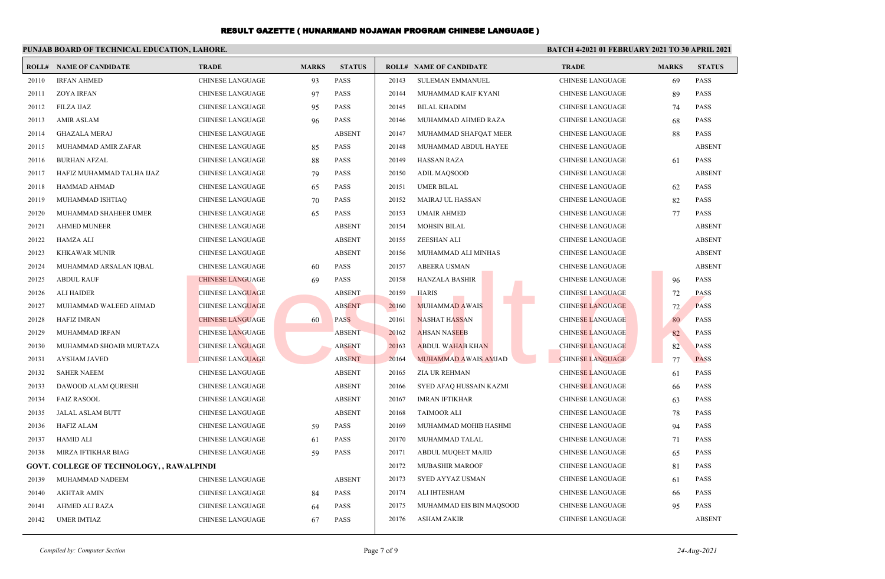# RESULT GAZETTE ( HUNARMAND NOJAWAN PROGRAM CHINESE LANGUAGE )

**PUNJAB BOARD OF TECHNICAL EDUCATION, LAHORE.**

**BATCH 4-2021 01 FEBRUARY 2021 TO 30 APRIL 2021**

| ROLL# | NAME OF CANDIDATE | TRADE | MARKS | STATUS |
|---|---|---|---|---|
| 20110 | IRFAN AHMED | CHINESE LANGUAGE | 93 | PASS |
| 20111 | ZOYA IRFAN | CHINESE LANGUAGE | 97 | PASS |
| 20112 | FILZA IJAZ | CHINESE LANGUAGE | 95 | PASS |
| 20113 | AMIR ASLAM | CHINESE LANGUAGE | 96 | PASS |
| 20114 | GHAZALA MERAJ | CHINESE LANGUAGE | | ABSENT |
| 20115 | MUHAMMAD AMIR ZAFAR | CHINESE LANGUAGE | 85 | PASS |
| 20116 | BURHAN AFZAL | CHINESE LANGUAGE | 88 | PASS |
| 20117 | HAFIZ MUHAMMAD TALHA IJAZ | CHINESE LANGUAGE | 79 | PASS |
| 20118 | HAMMAD AHMAD | CHINESE LANGUAGE | 65 | PASS |
| 20119 | MUHAMMAD ISHTIAQ | CHINESE LANGUAGE | 70 | PASS |
| 20120 | MUHAMMAD SHAHEER UMER | CHINESE LANGUAGE | 65 | PASS |
| 20121 | AHMED MUNEER | CHINESE LANGUAGE | | ABSENT |
| 20122 | HAMZA ALI | CHINESE LANGUAGE | | ABSENT |
| 20123 | KHKAWAR MUNIR | CHINESE LANGUAGE | | ABSENT |
| 20124 | MUHAMMAD ARSALAN IQBAL | CHINESE LANGUAGE | 60 | PASS |
| 20125 | ABDUL RAUF | CHINESE LANGUAGE | 69 | PASS |
| 20126 | ALI HAIDER | CHINESE LANGUAGE | | ABSENT |
| 20127 | MUHAMMAD WALEED AHMAD | CHINESE LANGUAGE | | ABSENT |
| 20128 | HAFIZ IMRAN | CHINESE LANGUAGE | 60 | PASS |
| 20129 | MUHAMMAD IRFAN | CHINESE LANGUAGE | | ABSENT |
| 20130 | MUHAMMAD SHOAIB MURTAZA | CHINESE LANGUAGE | | ABSENT |
| 20131 | AYSHAM JAVED | CHINESE LANGUAGE | | ABSENT |
| 20132 | SAHER NAEEM | CHINESE LANGUAGE | | ABSENT |
| 20133 | DAWOOD ALAM QURESHI | CHINESE LANGUAGE | | ABSENT |
| 20134 | FAIZ RASOOL | CHINESE LANGUAGE | | ABSENT |
| 20135 | JALAL ASLAM BUTT | CHINESE LANGUAGE | | ABSENT |
| 20136 | HAFIZ ALAM | CHINESE LANGUAGE | 59 | PASS |
| 20137 | HAMID ALI | CHINESE LANGUAGE | 61 | PASS |
| 20138 | MIRZA IFTIKHAR BIAG | CHINESE LANGUAGE | 59 | PASS |

**GOVT. COLLEGE OF TECHNOLOGY, , RAWALPINDI**

| ROLL# | NAME OF CANDIDATE | TRADE | MARKS | STATUS |
|---|---|---|---|---|
| 20139 | MUHAMMAD NADEEM | CHINESE LANGUAGE | | ABSENT |
| 20140 | AKHTAR AMIN | CHINESE LANGUAGE | 84 | PASS |
| 20141 | AHMED ALI RAZA | CHINESE LANGUAGE | 64 | PASS |
| 20142 | UMER IMTIAZ | CHINESE LANGUAGE | 67 | PASS |
| 20143 | SULEMAN EMMANUEL | CHINESE LANGUAGE | 69 | PASS |
| 20144 | MUHAMMAD KAIF KYANI | CHINESE LANGUAGE | 89 | PASS |
| 20145 | BILAL KHADIM | CHINESE LANGUAGE | 74 | PASS |
| 20146 | MUHAMMAD AHMED RAZA | CHINESE LANGUAGE | 68 | PASS |
| 20147 | MUHAMMAD SHAFQAT MEER | CHINESE LANGUAGE | 88 | PASS |
| 20148 | MUHAMMAD ABDUL HAYEE | CHINESE LANGUAGE | | ABSENT |
| 20149 | HASSAN RAZA | CHINESE LANGUAGE | 61 | PASS |
| 20150 | ADIL MAQSOOD | CHINESE LANGUAGE | | ABSENT |
| 20151 | UMER BILAL | CHINESE LANGUAGE | 62 | PASS |
| 20152 | MAIRAJ UL HASSAN | CHINESE LANGUAGE | 82 | PASS |
| 20153 | UMAIR AHMED | CHINESE LANGUAGE | 77 | PASS |
| 20154 | MOHSIN BILAL | CHINESE LANGUAGE | | ABSENT |
| 20155 | ZEESHAN ALI | CHINESE LANGUAGE | | ABSENT |
| 20156 | MUHAMMAD ALI MINHAS | CHINESE LANGUAGE | | ABSENT |
| 20157 | ABEERA USMAN | CHINESE LANGUAGE | | ABSENT |
| 20158 | HANZALA BASHIR | CHINESE LANGUAGE | 96 | PASS |
| 20159 | HARIS | CHINESE LANGUAGE | 72 | PASS |
| 20160 | MUHAMMAD AWAIS | CHINESE LANGUAGE | 72 | PASS |
| 20161 | NASHAT HASSAN | CHINESE LANGUAGE | 80 | PASS |
| 20162 | AHSAN NASEEB | CHINESE LANGUAGE | 82 | PASS |
| 20163 | ABDUL WAHAB KHAN | CHINESE LANGUAGE | 82 | PASS |
| 20164 | MUHAMMAD AWAIS AMJAD | CHINESE LANGUAGE | 77 | PASS |
| 20165 | ZIA UR REHMAN | CHINESE LANGUAGE | 61 | PASS |
| 20166 | SYED AFAQ HUSSAIN KAZMI | CHINESE LANGUAGE | 66 | PASS |
| 20167 | IMRAN IFTIKHAR | CHINESE LANGUAGE | 63 | PASS |
| 20168 | TAIMOOR ALI | CHINESE LANGUAGE | 78 | PASS |
| 20169 | MUHAMMAD MOHIB HASHMI | CHINESE LANGUAGE | 94 | PASS |
| 20170 | MUHAMMAD TALAL | CHINESE LANGUAGE | 71 | PASS |
| 20171 | ABDUL MUQEET MAJID | CHINESE LANGUAGE | 65 | PASS |
| 20172 | MUBASHIR MAROOF | CHINESE LANGUAGE | 81 | PASS |
| 20173 | SYED AYYAZ USMAN | CHINESE LANGUAGE | 61 | PASS |
| 20174 | ALI IHTESHAM | CHINESE LANGUAGE | 66 | PASS |
| 20175 | MUHAMMAD EIS BIN MAQSOOD | CHINESE LANGUAGE | 95 | PASS |
| 20176 | ASHAM ZAKIR | CHINESE LANGUAGE | | ABSENT |

*Compiled by: Computer Section*

*24-Aug-2021*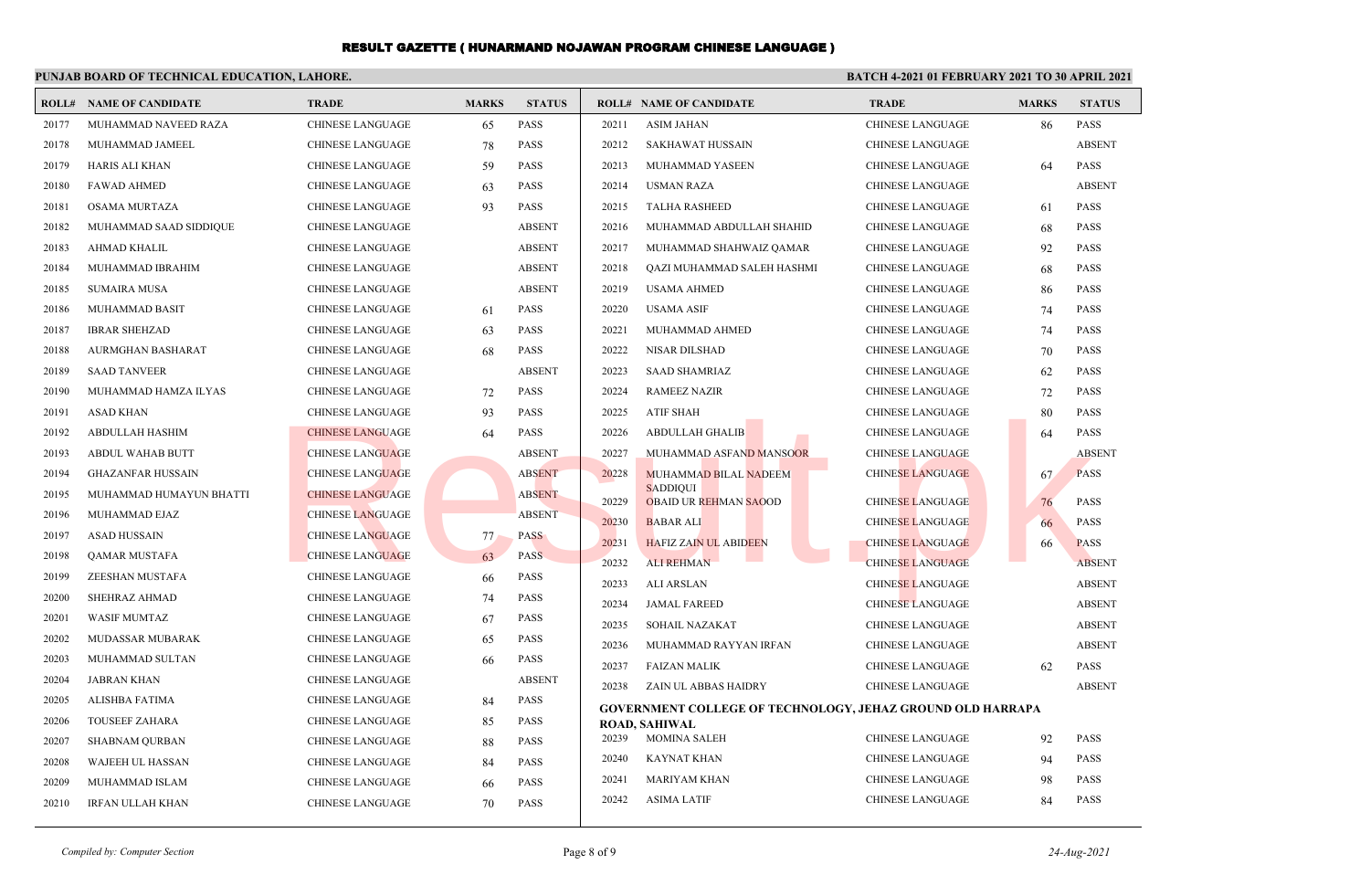# RESULT GAZETTE ( HUNARMAND NOJAWAN PROGRAM CHINESE LANGUAGE )

**PUNJAB BOARD OF TECHNICAL EDUCATION, LAHORE.**

**BATCH 4-2021 01 FEBRUARY 2021 TO 30 APRIL 2021**

| ROLL# | NAME OF CANDIDATE | TRADE | MARKS | STATUS |
|---|---|---|---|---|
| 20177 | MUHAMMAD NAVEED RAZA | CHINESE LANGUAGE | 65 | PASS |
| 20178 | MUHAMMAD JAMEEL | CHINESE LANGUAGE | 78 | PASS |
| 20179 | HARIS ALI KHAN | CHINESE LANGUAGE | 59 | PASS |
| 20180 | FAWAD AHMED | CHINESE LANGUAGE | 63 | PASS |
| 20181 | OSAMA MURTAZA | CHINESE LANGUAGE | 93 | PASS |
| 20182 | MUHAMMAD SAAD SIDDIQUE | CHINESE LANGUAGE | | ABSENT |
| 20183 | AHMAD KHALIL | CHINESE LANGUAGE | | ABSENT |
| 20184 | MUHAMMAD IBRAHIM | CHINESE LANGUAGE | | ABSENT |
| 20185 | SUMAIRA MUSA | CHINESE LANGUAGE | | ABSENT |
| 20186 | MUHAMMAD BASIT | CHINESE LANGUAGE | 61 | PASS |
| 20187 | IBRAR SHEHZAD | CHINESE LANGUAGE | 63 | PASS |
| 20188 | AURMGHAN BASHARAT | CHINESE LANGUAGE | 68 | PASS |
| 20189 | SAAD TANVEER | CHINESE LANGUAGE | | ABSENT |
| 20190 | MUHAMMAD HAMZA ILYAS | CHINESE LANGUAGE | 72 | PASS |
| 20191 | ASAD KHAN | CHINESE LANGUAGE | 93 | PASS |
| 20192 | ABDULLAH HASHIM | CHINESE LANGUAGE | 64 | PASS |
| 20193 | ABDUL WAHAB BUTT | CHINESE LANGUAGE | | ABSENT |
| 20194 | GHAZANFAR HUSSAIN | CHINESE LANGUAGE | | ABSENT |
| 20195 | MUHAMMAD HUMAYUN BHATTI | CHINESE LANGUAGE | | ABSENT |
| 20196 | MUHAMMAD EJAZ | CHINESE LANGUAGE | | ABSENT |
| 20197 | ASAD HUSSAIN | CHINESE LANGUAGE | 77 | PASS |
| 20198 | QAMAR MUSTAFA | CHINESE LANGUAGE | 63 | PASS |
| 20199 | ZEESHAN MUSTAFA | CHINESE LANGUAGE | 66 | PASS |
| 20200 | SHEHRAZ AHMAD | CHINESE LANGUAGE | 74 | PASS |
| 20201 | WASIF MUMTAZ | CHINESE LANGUAGE | 67 | PASS |
| 20202 | MUDASSAR MUBARAK | CHINESE LANGUAGE | 65 | PASS |
| 20203 | MUHAMMAD SULTAN | CHINESE LANGUAGE | 66 | PASS |
| 20204 | JABRAN KHAN | CHINESE LANGUAGE | | ABSENT |
| 20205 | ALISHBA FATIMA | CHINESE LANGUAGE | 84 | PASS |
| 20206 | TOUSEEF ZAHARA | CHINESE LANGUAGE | 85 | PASS |
| 20207 | SHABNAM QURBAN | CHINESE LANGUAGE | 88 | PASS |
| 20208 | WAJEEH UL HASSAN | CHINESE LANGUAGE | 84 | PASS |
| 20209 | MUHAMMAD ISLAM | CHINESE LANGUAGE | 66 | PASS |
| 20210 | IRFAN ULLAH KHAN | CHINESE LANGUAGE | 70 | PASS |
| 20211 | ASIM JAHAN | CHINESE LANGUAGE | 86 | PASS |
| 20212 | SAKHAWAT HUSSAIN | CHINESE LANGUAGE | | ABSENT |
| 20213 | MUHAMMAD YASEEN | CHINESE LANGUAGE | 64 | PASS |
| 20214 | USMAN RAZA | CHINESE LANGUAGE | | ABSENT |
| 20215 | TALHA RASHEED | CHINESE LANGUAGE | 61 | PASS |
| 20216 | MUHAMMAD ABDULLAH SHAHID | CHINESE LANGUAGE | 68 | PASS |
| 20217 | MUHAMMAD SHAHWAIZ QAMAR | CHINESE LANGUAGE | 92 | PASS |
| 20218 | QAZI MUHAMMAD SALEH HASHMI | CHINESE LANGUAGE | 68 | PASS |
| 20219 | USAMA AHMED | CHINESE LANGUAGE | 86 | PASS |
| 20220 | USAMA ASIF | CHINESE LANGUAGE | 74 | PASS |
| 20221 | MUHAMMAD AHMED | CHINESE LANGUAGE | 74 | PASS |
| 20222 | NISAR DILSHAD | CHINESE LANGUAGE | 70 | PASS |
| 20223 | SAAD SHAMRIAZ | CHINESE LANGUAGE | 62 | PASS |
| 20224 | RAMEEZ NAZIR | CHINESE LANGUAGE | 72 | PASS |
| 20225 | ATIF SHAH | CHINESE LANGUAGE | 80 | PASS |
| 20226 | ABDULLAH GHALIB | CHINESE LANGUAGE | 64 | PASS |
| 20227 | MUHAMMAD ASFAND MANSOOR | CHINESE LANGUAGE | | ABSENT |
| 20228 | MUHAMMAD BILAL NADEEM SADDIQUI | CHINESE LANGUAGE | 67 | PASS |
| 20229 | OBAID UR REHMAN SAOOD | CHINESE LANGUAGE | 76 | PASS |
| 20230 | BABAR ALI | CHINESE LANGUAGE | 66 | PASS |
| 20231 | HAFIZ ZAIN UL ABIDEEN | CHINESE LANGUAGE | 66 | PASS |
| 20232 | ALI REHMAN | CHINESE LANGUAGE | | ABSENT |
| 20233 | ALI ARSLAN | CHINESE LANGUAGE | | ABSENT |
| 20234 | JAMAL FAREED | CHINESE LANGUAGE | | ABSENT |
| 20235 | SOHAIL NAZAKAT | CHINESE LANGUAGE | | ABSENT |
| 20236 | MUHAMMAD RAYYAN IRFAN | CHINESE LANGUAGE | | ABSENT |
| 20237 | FAIZAN MALIK | CHINESE LANGUAGE | 62 | PASS |
| 20238 | ZAIN UL ABBAS HAIDRY | CHINESE LANGUAGE | | ABSENT |

**GOVERNMENT COLLEGE OF TECHNOLOGY, JEHAZ GROUND OLD HARRAPA ROAD, SAHIWAL**

| ROLL# | NAME OF CANDIDATE | TRADE | MARKS | STATUS |
|---|---|---|---|---|
| 20239 | MOMINA SALEH | CHINESE LANGUAGE | 92 | PASS |
| 20240 | KAYNAT KHAN | CHINESE LANGUAGE | 94 | PASS |
| 20241 | MARIYAM KHAN | CHINESE LANGUAGE | 98 | PASS |
| 20242 | ASIMA LATIF | CHINESE LANGUAGE | 84 | PASS |

*Compiled by: Computer Section*

*24-Aug-2021*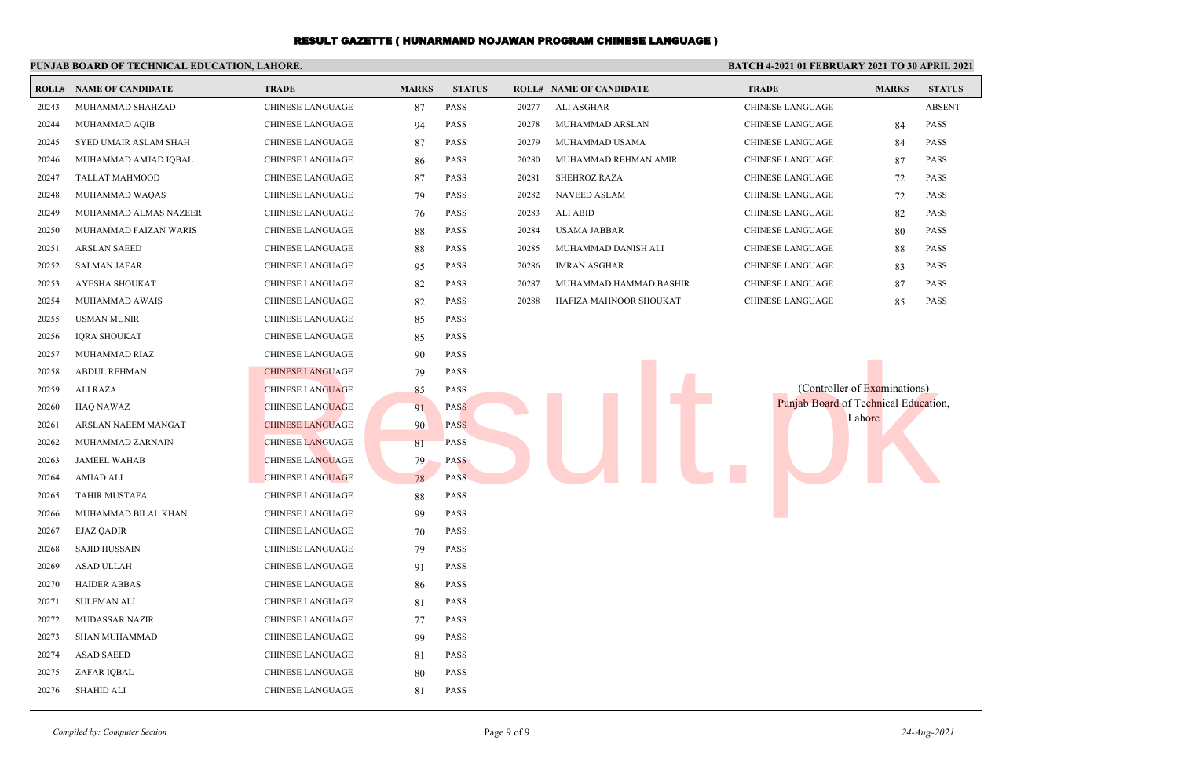# RESULT GAZETTE ( HUNARMAND NOJAWAN PROGRAM CHINESE LANGUAGE )

**PUNJAB BOARD OF TECHNICAL EDUCATION, LAHORE.**

**BATCH 4-2021 01 FEBRUARY 2021 TO 30 APRIL 2021**

| ROLL# | NAME OF CANDIDATE | TRADE | MARKS | STATUS |
|---|---|---|---|---|
| 20243 | MUHAMMAD SHAHZAD | CHINESE LANGUAGE | 87 | PASS |
| 20244 | MUHAMMAD AQIB | CHINESE LANGUAGE | 94 | PASS |
| 20245 | SYED UMAIR ASLAM SHAH | CHINESE LANGUAGE | 87 | PASS |
| 20246 | MUHAMMAD AMJAD IQBAL | CHINESE LANGUAGE | 86 | PASS |
| 20247 | TALLAT MAHMOOD | CHINESE LANGUAGE | 87 | PASS |
| 20248 | MUHAMMAD WAQAS | CHINESE LANGUAGE | 79 | PASS |
| 20249 | MUHAMMAD ALMAS NAZEER | CHINESE LANGUAGE | 76 | PASS |
| 20250 | MUHAMMAD FAIZAN WARIS | CHINESE LANGUAGE | 88 | PASS |
| 20251 | ARSLAN SAEED | CHINESE LANGUAGE | 88 | PASS |
| 20252 | SALMAN JAFAR | CHINESE LANGUAGE | 95 | PASS |
| 20253 | AYESHA SHOUKAT | CHINESE LANGUAGE | 82 | PASS |
| 20254 | MUHAMMAD AWAIS | CHINESE LANGUAGE | 82 | PASS |
| 20255 | USMAN MUNIR | CHINESE LANGUAGE | 85 | PASS |
| 20256 | IQRA SHOUKAT | CHINESE LANGUAGE | 85 | PASS |
| 20257 | MUHAMMAD RIAZ | CHINESE LANGUAGE | 90 | PASS |
| 20258 | ABDUL REHMAN | CHINESE LANGUAGE | 79 | PASS |
| 20259 | ALI RAZA | CHINESE LANGUAGE | 85 | PASS |
| 20260 | HAQ NAWAZ | CHINESE LANGUAGE | 91 | PASS |
| 20261 | ARSLAN NAEEM MANGAT | CHINESE LANGUAGE | 90 | PASS |
| 20262 | MUHAMMAD ZARNAIN | CHINESE LANGUAGE | 81 | PASS |
| 20263 | JAMEEL WAHAB | CHINESE LANGUAGE | 79 | PASS |
| 20264 | AMJAD ALI | CHINESE LANGUAGE | 78 | PASS |
| 20265 | TAHIR MUSTAFA | CHINESE LANGUAGE | 88 | PASS |
| 20266 | MUHAMMAD BILAL KHAN | CHINESE LANGUAGE | 99 | PASS |
| 20267 | EJAZ QADIR | CHINESE LANGUAGE | 70 | PASS |
| 20268 | SAJID HUSSAIN | CHINESE LANGUAGE | 79 | PASS |
| 20269 | ASAD ULLAH | CHINESE LANGUAGE | 91 | PASS |
| 20270 | HAIDER ABBAS | CHINESE LANGUAGE | 86 | PASS |
| 20271 | SULEMAN ALI | CHINESE LANGUAGE | 81 | PASS |
| 20272 | MUDASSAR NAZIR | CHINESE LANGUAGE | 77 | PASS |
| 20273 | SHAN MUHAMMAD | CHINESE LANGUAGE | 99 | PASS |
| 20274 | ASAD SAEED | CHINESE LANGUAGE | 81 | PASS |
| 20275 | ZAFAR IQBAL | CHINESE LANGUAGE | 80 | PASS |
| 20276 | SHAHID ALI | CHINESE LANGUAGE | 81 | PASS |
| 20277 | ALI ASGHAR | CHINESE LANGUAGE | | ABSENT |
| 20278 | MUHAMMAD ARSLAN | CHINESE LANGUAGE | 84 | PASS |
| 20279 | MUHAMMAD USAMA | CHINESE LANGUAGE | 84 | PASS |
| 20280 | MUHAMMAD REHMAN AMIR | CHINESE LANGUAGE | 87 | PASS |
| 20281 | SHEHROZ RAZA | CHINESE LANGUAGE | 72 | PASS |
| 20282 | NAVEED ASLAM | CHINESE LANGUAGE | 72 | PASS |
| 20283 | ALI ABID | CHINESE LANGUAGE | 82 | PASS |
| 20284 | USAMA JABBAR | CHINESE LANGUAGE | 80 | PASS |
| 20285 | MUHAMMAD DANISH ALI | CHINESE LANGUAGE | 88 | PASS |
| 20286 | IMRAN ASGHAR | CHINESE LANGUAGE | 83 | PASS |
| 20287 | MUHAMMAD HAMMAD BASHIR | CHINESE LANGUAGE | 87 | PASS |
| 20288 | HAFIZA MAHNOOR SHOUKAT | CHINESE LANGUAGE | 85 | PASS |

(Controller of Examinations)
Punjab Board of Technical Education,
Lahore

*Compiled by: Computer Section*

*24-Aug-2021*